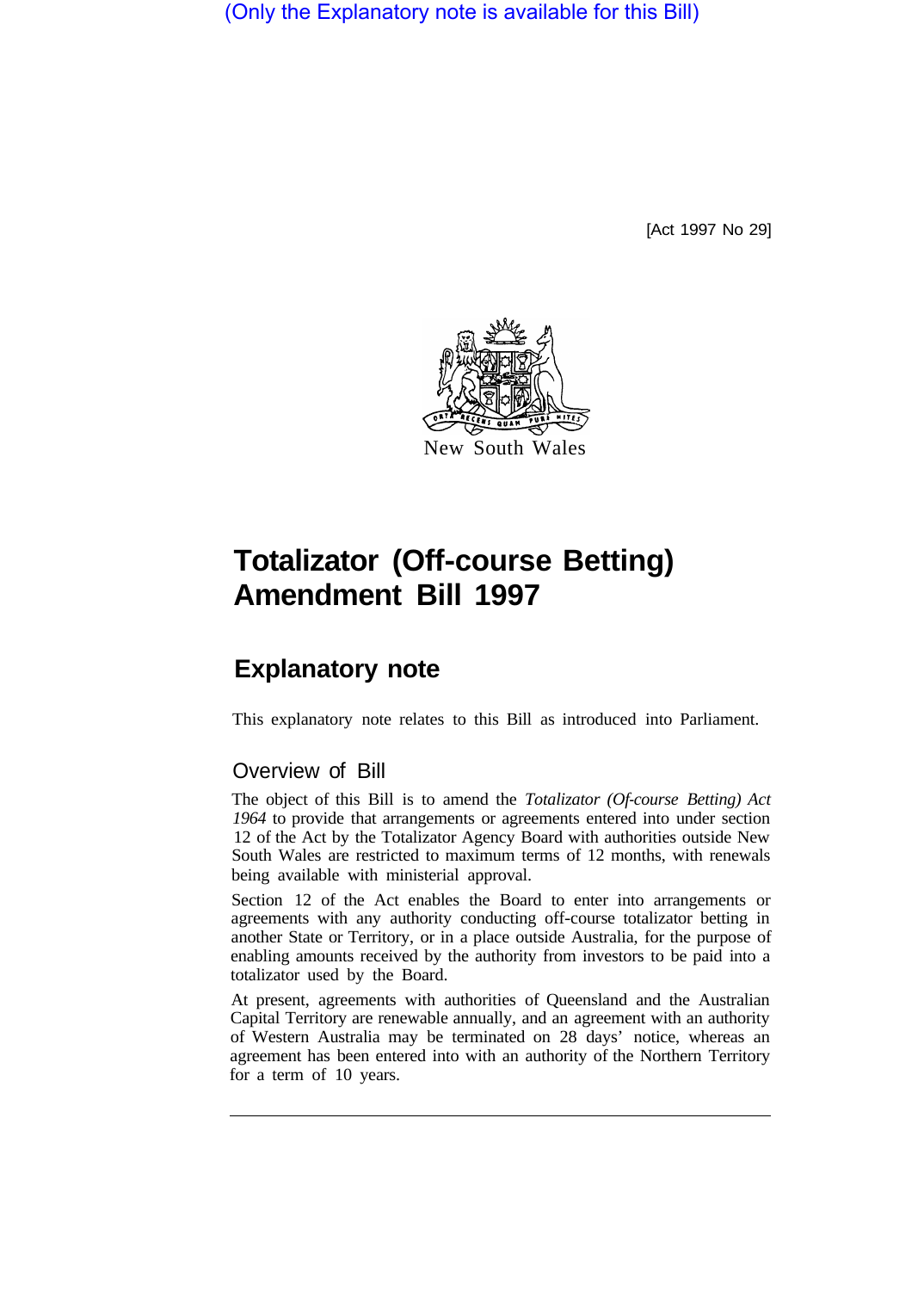(Only the Explanatory note is available for this Bill)

[Act 1997 No 29]

New South Wales

# Totalizator (Off-course Betting) Amendment Bill 1997

## Explanatory note

This explanatory note relates to this Bill as introduced into Parliament.

### Overview of Bill

The object of this Bill is to amend the *Totalizator (Of-course Betting) Act 1964* to provide that arrangements or agreements entered into under section 12 of the Act by the Totalizator Agency Board with authorities outside New South Wales are restricted to maximum terms of 12 months, with renewals being available with ministerial approval.

Section 12 of the Act enables the Board to enter into arrangements or agreements with any authority conducting off-course totalizator betting in another State or Territory, or in a place outside Australia, for the purpose of enabling amounts received by the authority from investors to be paid into a totalizator used by the Board.

At present, agreements with authorities of Queensland and the Australian Capital Territory are renewable annually, and an agreement with an authority of Western Australia may be terminated on 28 days' notice, whereas an agreement has been entered into with an authority of the Northern Territory for a term of 10 years.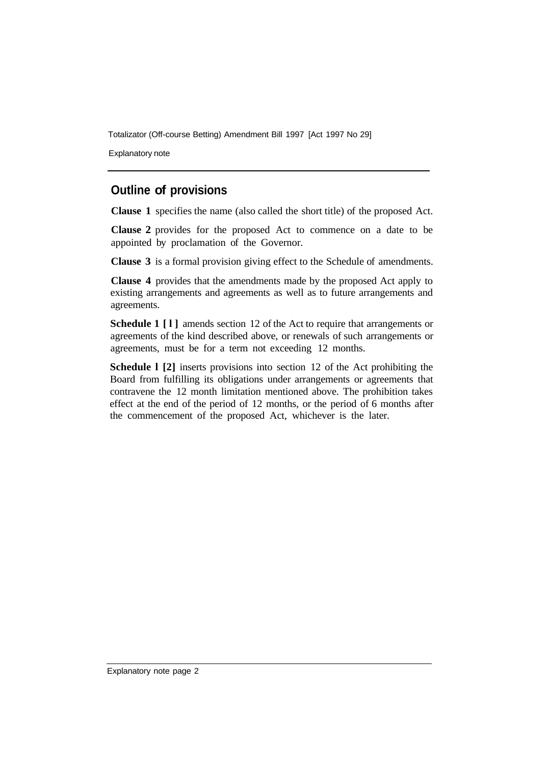## Outline of provisions

**Clause 1** specifies the name (also called the short title) of the proposed Act.

**Clause 2** provides for the proposed Act to commence on a date to be appointed by proclamation of the Governor.

**Clause 3** is a formal provision giving effect to the Schedule of amendments.

**Clause 4** provides that the amendments made by the proposed Act apply to existing arrangements and agreements as well as to future arrangements and agreements.

**Schedule 1 [1]** amends section 12 of the Act to require that arrangements or agreements of the kind described above, or renewals of such arrangements or agreements, must be for a term not exceeding 12 months.

**Schedule 1 [2]** inserts provisions into section 12 of the Act prohibiting the Board from fulfilling its obligations under arrangements or agreements that contravene the 12 month limitation mentioned above. The prohibition takes effect at the end of the period of 12 months, or the period of 6 months after the commencement of the proposed Act, whichever is the later.